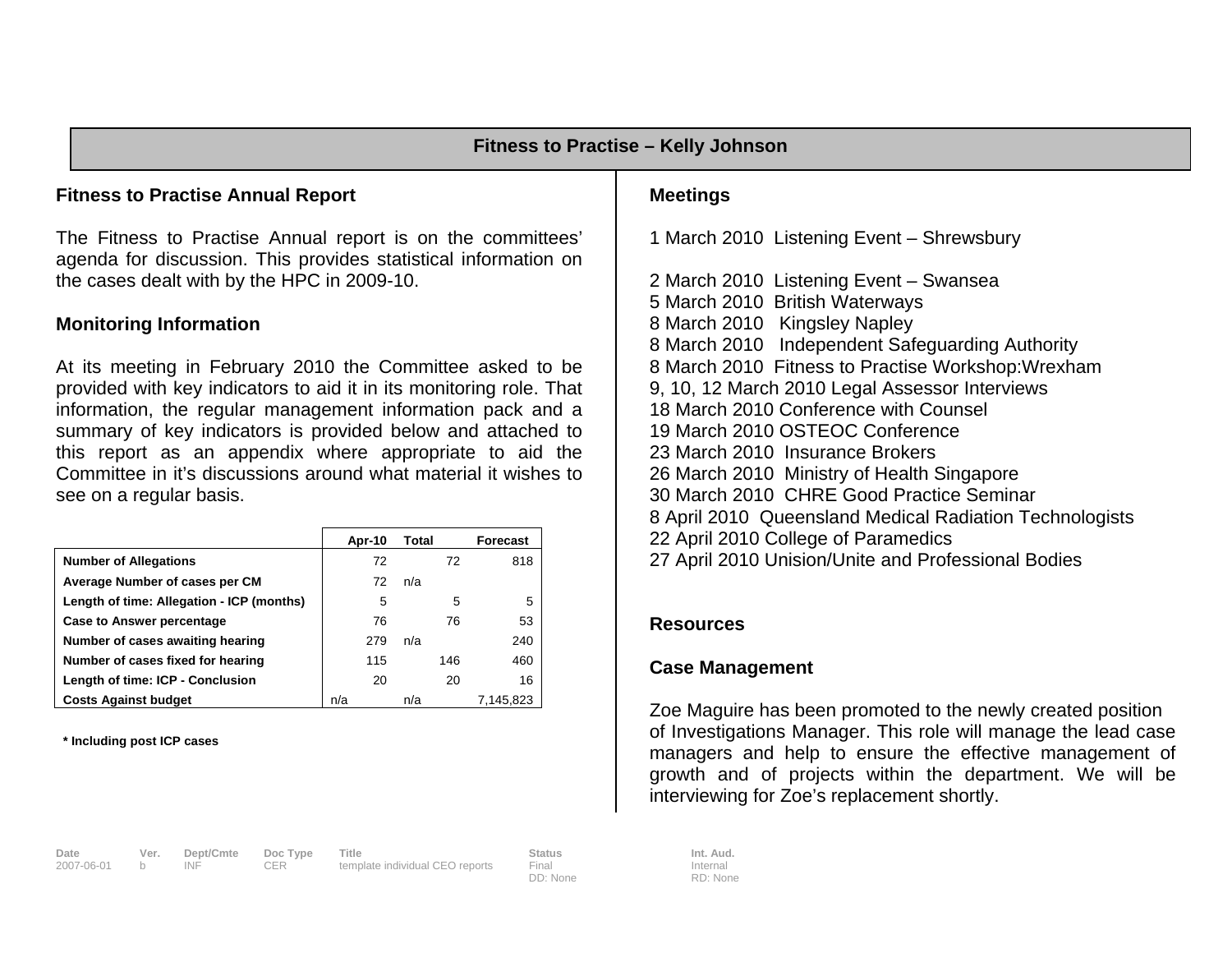## Fitness to Practise – Kelly Johnson

### Fitness to Practise Annual Report

The Fitness to Practise Annual report is on the committees' agenda for discussion. This provides statistical information on the cases dealt with by the HPC in 2009-10.

### Monitoring Information

At its meeting in February 2010 the Committee asked to be provided with key indicators to aid it in its monitoring role. That information, the regular management information pack and a summary of key indicators is provided below and attached to this report as an appendix where appropriate to aid the Committee in it's discussions around what material it wishes to see on a regular basis.

| | Apr-10 | Total | Forecast |
|---|---|---|---|
| **Number of Allegations** | 72 | 72 | 818 |
| **Average Number of cases per CM** | 72 | n/a | |
| **Length of time: Allegation - ICP (months)** | 5 | 5 | 5 |
| **Case to Answer percentage** | 76 | 76 | 53 |
| **Number of cases awaiting hearing** | 279 | n/a | 240 |
| **Number of cases fixed for hearing** | 115 | 146 | 460 |
| **Length of time: ICP - Conclusion** | 20 | 20 | 16 |
| **Costs Against budget** | n/a | n/a | 7,145,823 |

**\* Including post ICP cases**

### Meetings

1 March 2010 Listening Event – Shrewsbury

2 March 2010 Listening Event – Swansea
5 March 2010 British Waterways
8 March 2010 Kingsley Napley
8 March 2010 Independent Safeguarding Authority
8 March 2010 Fitness to Practise Workshop:Wrexham
9, 10, 12 March 2010 Legal Assessor Interviews
18 March 2010 Conference with Counsel
19 March 2010 OSTEOC Conference
23 March 2010 Insurance Brokers
26 March 2010 Ministry of Health Singapore
30 March 2010 CHRE Good Practice Seminar
8 April 2010 Queensland Medical Radiation Technologists
22 April 2010 College of Paramedics
27 April 2010 Unision/Unite and Professional Bodies

### Resources

### Case Management

Zoe Maguire has been promoted to the newly created position of Investigations Manager. This role will manage the lead case managers and help to ensure the effective management of growth and of projects within the department. We will be interviewing for Zoe's replacement shortly.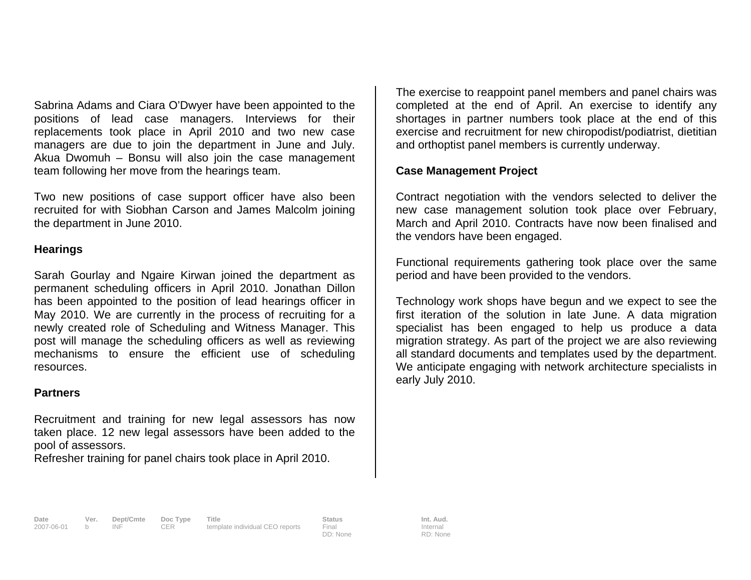Sabrina Adams and Ciara O'Dwyer have been appointed to the positions of lead case managers. Interviews for their replacements took place in April 2010 and two new case managers are due to join the department in June and July. Akua Dwomuh – Bonsu will also join the case management team following her move from the hearings team.

Two new positions of case support officer have also been recruited for with Siobhan Carson and James Malcolm joining the department in June 2010.

**Hearings**

Sarah Gourlay and Ngaire Kirwan joined the department as permanent scheduling officers in April 2010. Jonathan Dillon has been appointed to the position of lead hearings officer in May 2010. We are currently in the process of recruiting for a newly created role of Scheduling and Witness Manager. This post will manage the scheduling officers as well as reviewing mechanisms to ensure the efficient use of scheduling resources.

**Partners**

Recruitment and training for new legal assessors has now taken place. 12 new legal assessors have been added to the pool of assessors.
Refresher training for panel chairs took place in April 2010.

The exercise to reappoint panel members and panel chairs was completed at the end of April. An exercise to identify any shortages in partner numbers took place at the end of this exercise and recruitment for new chiropodist/podiatrist, dietitian and orthoptist panel members is currently underway.

**Case Management Project**

Contract negotiation with the vendors selected to deliver the new case management solution took place over February, March and April 2010. Contracts have now been finalised and the vendors have been engaged.

Functional requirements gathering took place over the same period and have been provided to the vendors.

Technology work shops have begun and we expect to see the first iteration of the solution in late June. A data migration specialist has been engaged to help us produce a data migration strategy. As part of the project we are also reviewing all standard documents and templates used by the department. We anticipate engaging with network architecture specialists in early July 2010.